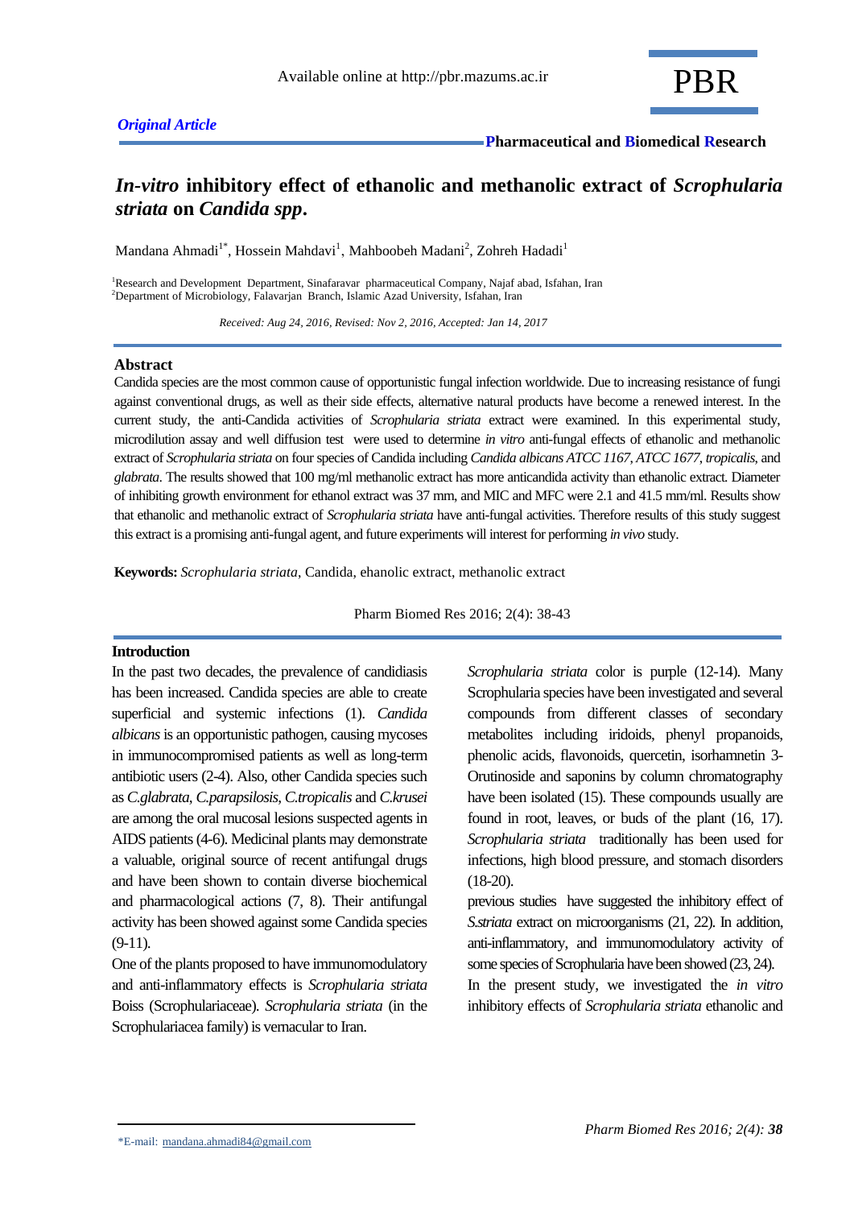Available online at http://pbr.mazums.ac.ir

*Original Article*

**Pharmaceutical and Biomedical Research**

# *In-vitro* inhibitory effect of ethanolic and methanolic extract of *Scrophularia striata* on *Candida spp*.

Mandana Ahmadi[1*], Hossein Mahdavi[1], Mahboobeh Madani[2], Zohreh Hadadi[1]

[1]Research and Development Department, Sinafaravar pharmaceutical Company, Najaf abad, Isfahan, Iran
[2]Department of Microbiology, Falavarjan Branch, Islamic Azad University, Isfahan, Iran

*Received: Aug 24, 2016, Revised: Nov 2, 2016, Accepted: Jan 14, 2017*

## Abstract

Candida species are the most common cause of opportunistic fungal infection worldwide. Due to increasing resistance of fungi against conventional drugs, as well as their side effects, alternative natural products have become a renewed interest. In the current study, the anti-Candida activities of *Scrophularia striata* extract were examined. In this experimental study, microdilution assay and well diffusion test were used to determine *in vitro* anti-fungal effects of ethanolic and methanolic extract of *Scrophularia striata* on four species of Candida including *Candida albicans ATCC 1167, ATCC 1677, tropicalis,* and *glabrata.* The results showed that 100 mg/ml methanolic extract has more anticandida activity than ethanolic extract. Diameter of inhibiting growth environment for ethanol extract was 37 mm, and MIC and MFC were 2.1 and 41.5 mm/ml. Results show that ethanolic and methanolic extract of *Scrophularia striata* have anti-fungal activities. Therefore results of this study suggest this extract is a promising anti-fungal agent, and future experiments will interest for performing *in vivo* study.

**Keywords:** *Scrophularia striata*, Candida, ehanolic extract, methanolic extract

Pharm Biomed Res 2016; 2(4): 38-43

## Introduction

In the past two decades, the prevalence of candidiasis has been increased. Candida species are able to create superficial and systemic infections (1). *Candida albicans* is an opportunistic pathogen, causing mycoses in immunocompromised patients as well as long-term antibiotic users (2-4). Also, other Candida species such as *C.glabrata*, *C.parapsilosis*, *C.tropicalis* and *C.krusei* are among the oral mucosal lesions suspected agents in AIDS patients (4-6). Medicinal plants may demonstrate a valuable, original source of recent antifungal drugs and have been shown to contain diverse biochemical and pharmacological actions (7, 8). Their antifungal activity has been showed against some Candida species (9-11).

One of the plants proposed to have immunomodulatory and anti-inflammatory effects is *Scrophularia striata* Boiss (Scrophulariaceae). *Scrophularia striata* (in the Scrophulariacea family) is vernacular to Iran. *Scrophularia striata* color is purple (12-14). Many Scrophularia species have been investigated and several compounds from different classes of secondary metabolites including iridoids, phenyl propanoids, phenolic acids, flavonoids, quercetin, isorhamnetin 3-Orutinoside and saponins by column chromatography have been isolated (15). These compounds usually are found in root, leaves, or buds of the plant (16, 17). *Scrophularia striata* traditionally has been used for infections, high blood pressure, and stomach disorders (18-20).

previous studies have suggested the inhibitory effect of *S.striata* extract on microorganisms (21, 22). In addition, anti-inflammatory, and immunomodulatory activity of some species of Scrophularia have been showed (23, 24).

In the present study, we investigated the *in vitro* inhibitory effects of *Scrophularia striata* ethanolic and

*E-mail: mandana.ahmadi84@gmail.com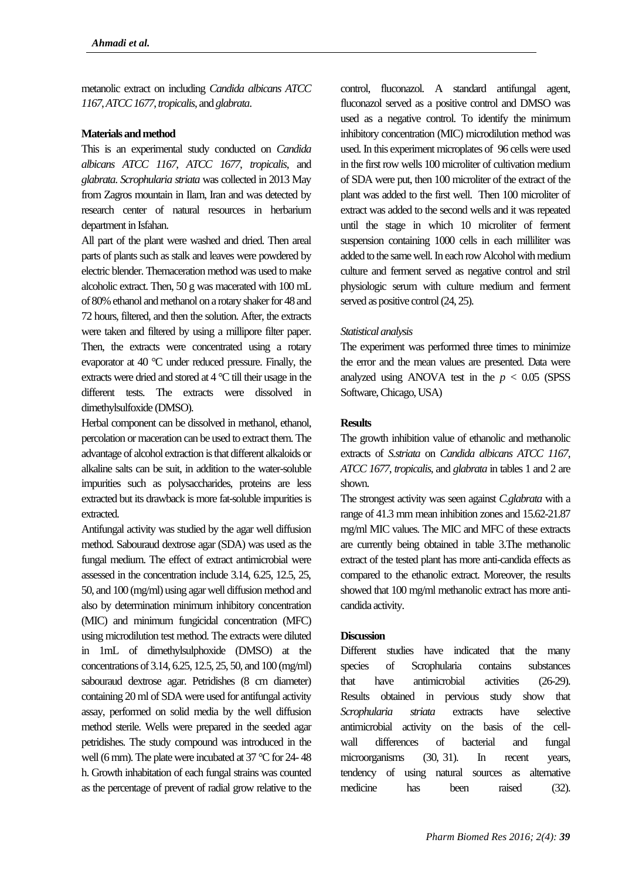metanolic extract on including *Candida albicans ATCC 1167*, *ATCC 1677*, *tropicalis*, and *glabrata*.

**Materials and method**

This is an experimental study conducted on *Candida albicans ATCC 1167*, *ATCC 1677*, *tropicalis*, and *glabrata*. *Scrophularia striata* was collected in 2013 May from Zagros mountain in Ilam, Iran and was detected by research center of natural resources in herbarium department in Isfahan.

All part of the plant were washed and dried. Then areal parts of plants such as stalk and leaves were powdered by electric blender. Themaceration method was used to make alcoholic extract. Then, 50 g was macerated with 100 mL of 80% ethanol and methanol on a rotary shaker for 48 and 72 hours, filtered, and then the solution. After, the extracts were taken and filtered by using a millipore filter paper. Then, the extracts were concentrated using a rotary evaporator at 40 °C under reduced pressure. Finally, the extracts were dried and stored at 4 °C till their usage in the different tests. The extracts were dissolved in dimethylsulfoxide (DMSO).

Herbal component can be dissolved in methanol, ethanol, percolation or maceration can be used to extract them. The advantage of alcohol extraction is that different alkaloids or alkaline salts can be suit, in addition to the water-soluble impurities such as polysaccharides, proteins are less extracted but its drawback is more fat-soluble impurities is extracted.

Antifungal activity was studied by the agar well diffusion method. Sabouraud dextrose agar (SDA) was used as the fungal medium. The effect of extract antimicrobial were assessed in the concentration include 3.14, 6.25, 12.5, 25, 50, and 100 (mg/ml) using agar well diffusion method and also by determination minimum inhibitory concentration (MIC) and minimum fungicidal concentration (MFC) using microdilution test method. The extracts were diluted in 1mL of dimethylsulphoxide (DMSO) at the concentrations of 3.14, 6.25, 12.5, 25, 50, and 100 (mg/ml) sabouraud dextrose agar. Petridishes (8 cm diameter) containing 20 ml of SDA were used for antifungal activity assay, performed on solid media by the well diffusion method sterile. Wells were prepared in the seeded agar petridishes. The study compound was introduced in the well (6 mm). The plate were incubated at 37 °C for 24- 48 h. Growth inhabitation of each fungal strains was counted as the percentage of prevent of radial grow relative to the control, fluconazol. A standard antifungal agent, fluconazol served as a positive control and DMSO was used as a negative control. To identify the minimum inhibitory concentration (MIC) microdilution method was used. In this experiment microplates of 96 cells were used in the first row wells 100 microliter of cultivation medium of SDA were put, then 100 microliter of the extract of the plant was added to the first well. Then 100 microliter of extract was added to the second wells and it was repeated until the stage in which 10 microliter of ferment suspension containing 1000 cells in each milliliter was added to the same well. In each row Alcohol with medium culture and ferment served as negative control and stril physiologic serum with culture medium and ferment served as positive control (24, 25).

*Statistical analysis*

The experiment was performed three times to minimize the error and the mean values are presented. Data were analyzed using ANOVA test in the $p < 0.05$ (SPSS Software, Chicago, USA)

**Results**

The growth inhibition value of ethanolic and methanolic extracts of *S.striata* on *Candida albicans ATCC 1167*, *ATCC 1677*, *tropicalis*, and *glabrata* in tables 1 and 2 are shown.

The strongest activity was seen against *C.glabrata* with a range of 41.3 mm mean inhibition zones and 15.62-21.87 mg/ml MIC values. The MIC and MFC of these extracts are currently being obtained in table 3.The methanolic extract of the tested plant has more anti-candida effects as compared to the ethanolic extract. Moreover, the results showed that 100 mg/ml methanolic extract has more anti-candida activity.

**Discussion**

Different studies have indicated that the many species of Scrophularia contains substances that have antimicrobial activities (26-29). Results obtained in pervious study show that *Scrophularia striata* extracts have selective antimicrobial activity on the basis of the cell-wall differences of bacterial and fungal microorganisms (30, 31). In recent years, tendency of using natural sources as alternative medicine has been raised (32).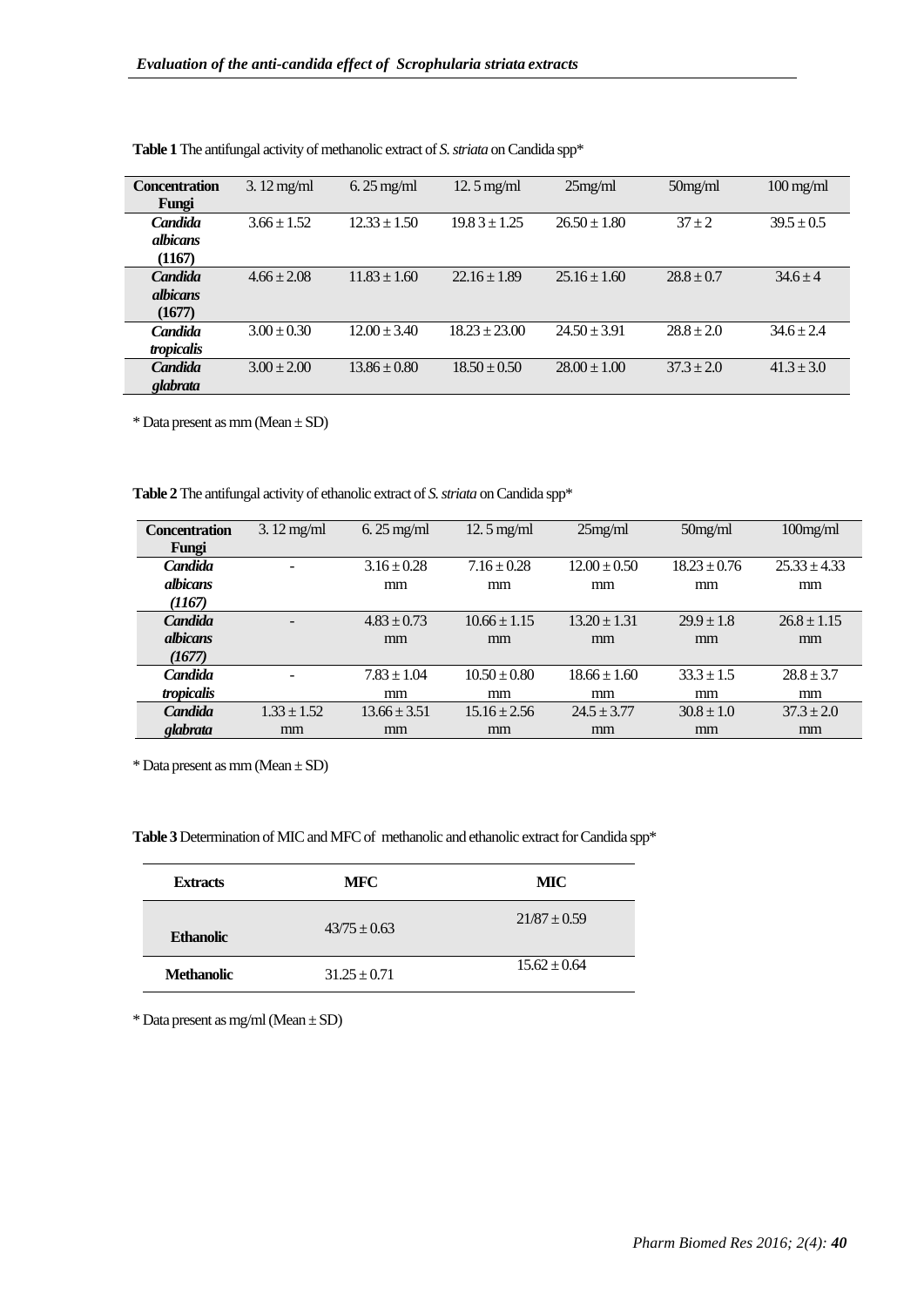**Table 1** The antifungal activity of methanolic extract of *S. striata* on Candida spp*

| Concentration<br>Fungi | 3. 12 mg/ml | 6. 25 mg/ml | 12. 5 mg/ml | 25mg/ml | 50mg/ml | 100 mg/ml |
|---|---|---|---|---|---|---|
| ***Candida albicans* (1167)** | 3.66 ± 1.52 | 12.33 ± 1.50 | 19.8 3 ± 1.25 | 26.50 ± 1.80 | 37 ± 2 | 39.5 ± 0.5 |
| ***Candida albicans* (1677)** | 4.66 ± 2.08 | 11.83 ± 1.60 | 22.16 ± 1.89 | 25.16 ± 1.60 | 28.8 ± 0.7 | 34.6 ± 4 |
| ***Candida tropicalis*** | 3.00 ± 0.30 | 12.00 ± 3.40 | 18.23 ± 23.00 | 24.50 ± 3.91 | 28.8 ± 2.0 | 34.6 ± 2.4 |
| ***Candida glabrata*** | 3.00 ± 2.00 | 13.86 ± 0.80 | 18.50 ± 0.50 | 28.00 ± 1.00 | 37.3 ± 2.0 | 41.3 ± 3.0 |

\* Data present as mm (Mean ± SD)

**Table 2** The antifungal activity of ethanolic extract of *S. striata* on Candida spp*

| Concentration<br>Fungi | 3. 12 mg/ml | 6. 25 mg/ml | 12. 5 mg/ml | 25mg/ml | 50mg/ml | 100mg/ml |
|---|---|---|---|---|---|---|
| ***Candida albicans (1167)*** | - | 3.16 ± 0.28 mm | 7.16 ± 0.28 mm | 12.00 ± 0.50 mm | 18.23 ± 0.76 mm | 25.33 ± 4.33 mm |
| ***Candida albicans (1677)*** | - | 4.83 ± 0.73 mm | 10.66 ± 1.15 mm | 13.20 ± 1.31 mm | 29.9 ± 1.8 mm | 26.8 ± 1.15 mm |
| ***Candida tropicalis*** | - | 7.83 ± 1.04 mm | 10.50 ± 0.80 mm | 18.66 ± 1.60 mm | 33.3 ± 1.5 mm | 28.8 ± 3.7 mm |
| ***Candida glabrata*** | 1.33 ± 1.52 mm | 13.66 ± 3.51 mm | 15.16 ± 2.56 mm | 24.5 ± 3.77 mm | 30.8 ± 1.0 mm | 37.3 ± 2.0 mm |

\* Data present as mm (Mean ± SD)

**Table 3** Determination of MIC and MFC of methanolic and ethanolic extract for Candida spp*

| Extracts | MFC | MIC |
|---|---|---|
| **Ethanolic** | 43/75 ± 0.63 | 21/87 ± 0.59 |
| **Methanolic** | 31.25 ± 0.71 | 15.62 ± 0.64 |

\* Data present as mg/ml (Mean ± SD)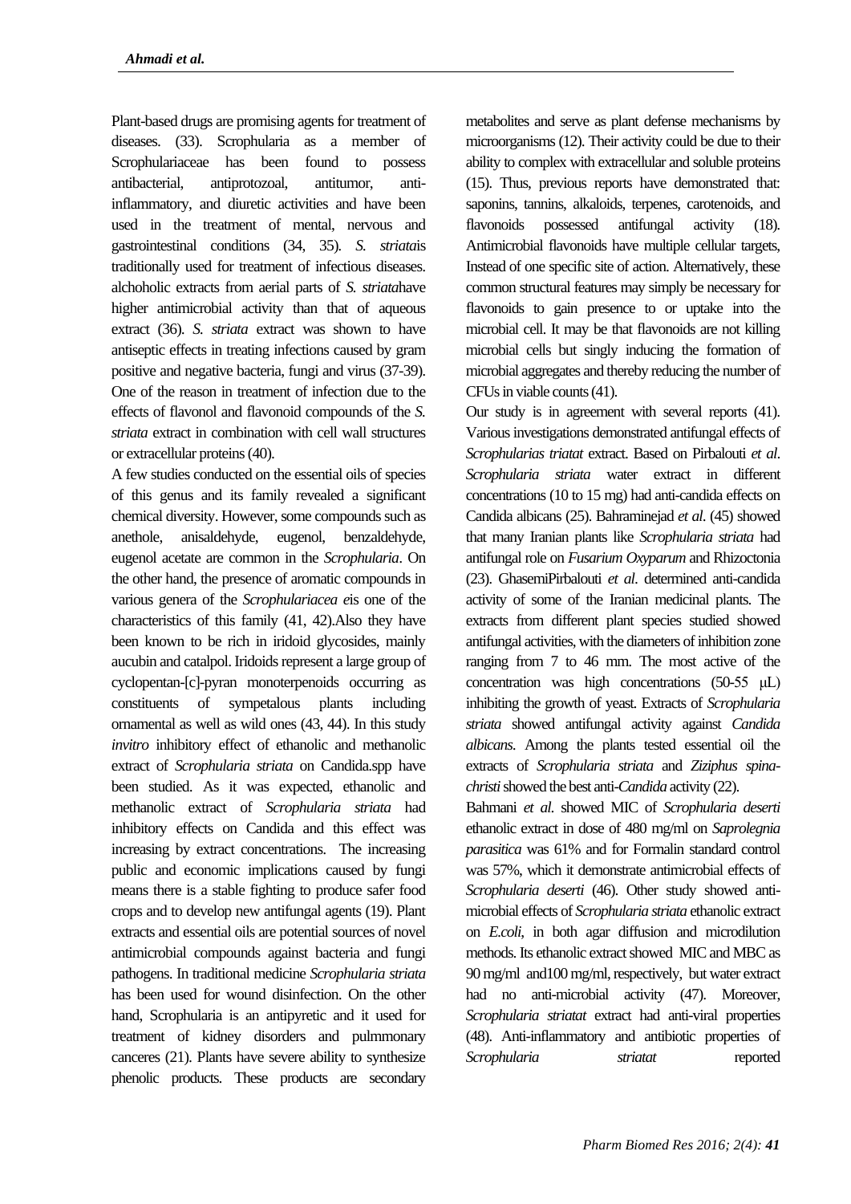Plant-based drugs are promising agents for treatment of diseases. (33). Scrophularia as a member of Scrophulariaceae has been found to possess antibacterial, antiprotozoal, antitumor, anti-inflammatory, and diuretic activities and have been used in the treatment of mental, nervous and gastrointestinal conditions (34, 35). *S. striata*is traditionally used for treatment of infectious diseases. alchoholic extracts from aerial parts of *S. striata*have higher antimicrobial activity than that of aqueous extract (36). *S. striata* extract was shown to have antiseptic effects in treating infections caused by gram positive and negative bacteria, fungi and virus (37-39). One of the reason in treatment of infection due to the effects of flavonol and flavonoid compounds of the *S. striata* extract in combination with cell wall structures or extracellular proteins (40).

A few studies conducted on the essential oils of species of this genus and its family revealed a significant chemical diversity. However, some compounds such as anethole, anisaldehyde, eugenol, benzaldehyde, eugenol acetate are common in the *Scrophularia*. On the other hand, the presence of aromatic compounds in various genera of the *Scrophulariacea e*is one of the characteristics of this family (41, 42).Also they have been known to be rich in iridoid glycosides, mainly aucubin and catalpol. Iridoids represent a large group of cyclopentan-[c]-pyran monoterpenoids occurring as constituents of sympetalous plants including ornamental as well as wild ones (43, 44). In this study *invitro* inhibitory effect of ethanolic and methanolic extract of *Scrophularia striata* on Candida.spp have been studied. As it was expected, ethanolic and methanolic extract of *Scrophularia striata* had inhibitory effects on Candida and this effect was increasing by extract concentrations. The increasing public and economic implications caused by fungi means there is a stable fighting to produce safer food crops and to develop new antifungal agents (19). Plant extracts and essential oils are potential sources of novel antimicrobial compounds against bacteria and fungi pathogens. In traditional medicine *Scrophularia striata* has been used for wound disinfection. On the other hand, Scrophularia is an antipyretic and it used for treatment of kidney disorders and pulmmonary canceres (21). Plants have severe ability to synthesize phenolic products. These products are secondary metabolites and serve as plant defense mechanisms by microorganisms (12). Their activity could be due to their ability to complex with extracellular and soluble proteins (15). Thus, previous reports have demonstrated that: saponins, tannins, alkaloids, terpenes, carotenoids, and flavonoids possessed antifungal activity (18). Antimicrobial flavonoids have multiple cellular targets, Instead of one specific site of action. Alternatively, these common structural features may simply be necessary for flavonoids to gain presence to or uptake into the microbial cell. It may be that flavonoids are not killing microbial cells but singly inducing the formation of microbial aggregates and thereby reducing the number of CFUs in viable counts (41).

Our study is in agreement with several reports (41). Various investigations demonstrated antifungal effects of *Scrophularias triatat* extract. Based on Pirbalouti *et al*. *Scrophularia striata* water extract in different concentrations (10 to 15 mg) had anti-candida effects on Candida albicans (25). Bahraminejad *et al*. (45) showed that many Iranian plants like *Scrophularia striata* had antifungal role on *Fusarium Oxyparum* and Rhizoctonia (23). GhasemiPirbalouti *et al*. determined anti-candida activity of some of the Iranian medicinal plants. The extracts from different plant species studied showed antifungal activities, with the diameters of inhibition zone ranging from 7 to 46 mm. The most active of the concentration was high concentrations (50-55 μL) inhibiting the growth of yeast. Extracts of *Scrophularia striata* showed antifungal activity against *Candida albicans*. Among the plants tested essential oil the extracts of *Scrophularia striata* and *Ziziphus spina-christi* showed the best anti-*Candida* activity (22).

Bahmani *et al*. showed MIC of *Scrophularia deserti* ethanolic extract in dose of 480 mg/ml on *Saprolegnia parasitica* was 61% and for Formalin standard control was 57%, which it demonstrate antimicrobial effects of *Scrophularia deserti* (46). Other study showed anti-microbial effects of *Scrophularia striata* ethanolic extract on *E.coli*, in both agar diffusion and microdilution methods. Its ethanolic extract showed MIC and MBC as 90 mg/ml and100 mg/ml, respectively, but water extract had no anti-microbial activity (47). Moreover, *Scrophularia striatat* extract had anti-viral properties (48). Anti-inflammatory and antibiotic properties of *Scrophularia striatat* reported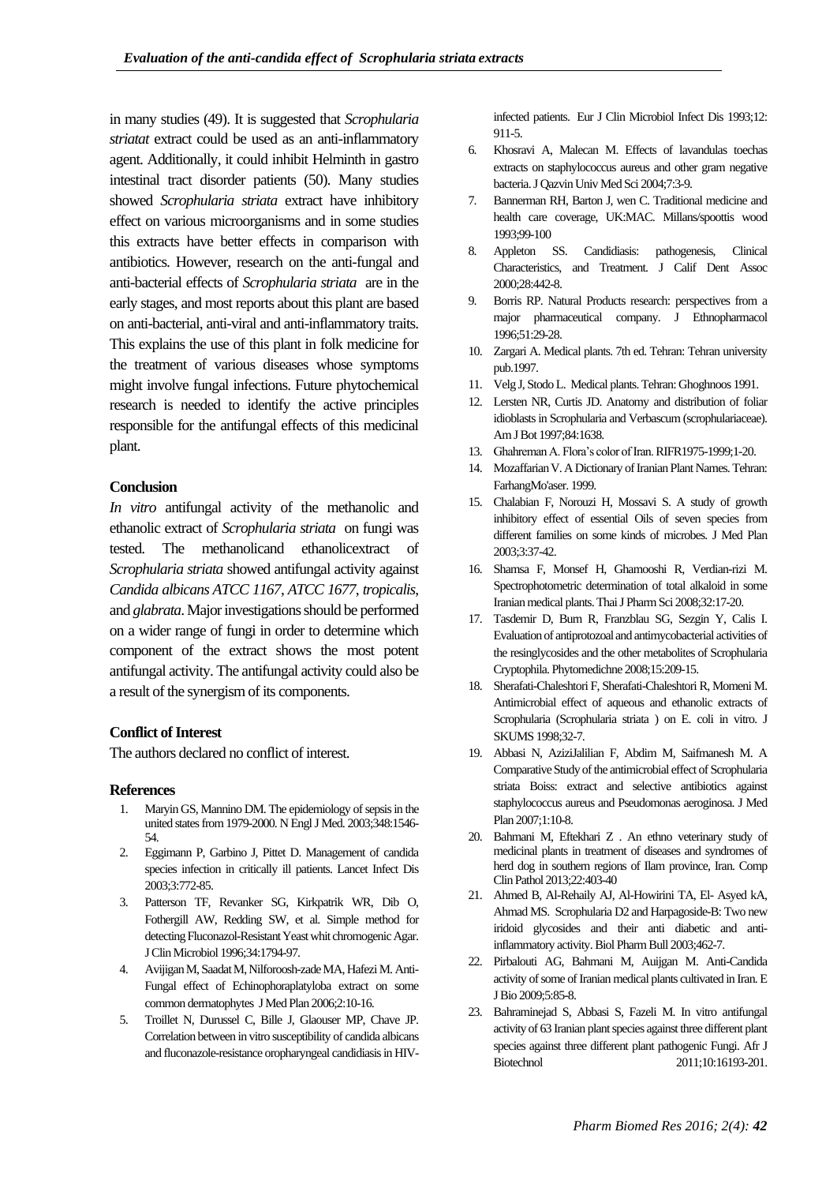in many studies (49). It is suggested that *Scrophularia striatat* extract could be used as an anti-inflammatory agent. Additionally, it could inhibit Helminth in gastro intestinal tract disorder patients (50). Many studies showed *Scrophularia striata* extract have inhibitory effect on various microorganisms and in some studies this extracts have better effects in comparison with antibiotics. However, research on the anti-fungal and anti-bacterial effects of *Scrophularia striata* are in the early stages, and most reports about this plant are based on anti-bacterial, anti-viral and anti-inflammatory traits. This explains the use of this plant in folk medicine for the treatment of various diseases whose symptoms might involve fungal infections. Future phytochemical research is needed to identify the active principles responsible for the antifungal effects of this medicinal plant.

## Conclusion

*In vitro* antifungal activity of the methanolic and ethanolic extract of *Scrophularia striata* on fungi was tested. The methanolicand ethanolicextract of *Scrophularia striata* showed antifungal activity against *Candida albicans ATCC 1167*, *ATCC 1677*, *tropicalis*, and *glabrata*. Major investigations should be performed on a wider range of fungi in order to determine which component of the extract shows the most potent antifungal activity. The antifungal activity could also be a result of the synergism of its components.

## Conflict of Interest

The authors declared no conflict of interest.

## References

1. Maryin GS, Mannino DM. The epidemiology of sepsis in the united states from 1979-2000. N Engl J Med. 2003;348:1546-54.
2. Eggimann P, Garbino J, Pittet D. Management of candida species infection in critically ill patients. Lancet Infect Dis 2003;3:772-85.
3. Patterson TF, Revanker SG, Kirkpatrik WR, Dib O, Fothergill AW, Redding SW, et al. Simple method for detecting Fluconazol-Resistant Yeast whit chromogenic Agar. J Clin Microbiol 1996;34:1794-97.
4. Avijigan M, Saadat M, Nilforoosh-zade MA, Hafezi M. Anti-Fungal effect of Echinophoraplatyloba extract on some common dermatophytes J Med Plan 2006;2:10-16.
5. Troillet N, Durussel C, Bille J, Glaouser MP, Chave JP. Correlation between in vitro susceptibility of candida albicans and fluconazole-resistance oropharyngeal candidiasis in HIV-infected patients. Eur J Clin Microbiol Infect Dis 1993;12: 911-5.
6. Khosravi A, Malecan M. Effects of lavandulas toechas extracts on staphylococcus aureus and other gram negative bacteria. J Qazvin Univ Med Sci 2004;7:3-9.
7. Bannerman RH, Barton J, wen C. Traditional medicine and health care coverage, UK:MAC. Millans/spoottis wood 1993;99-100
8. Appleton SS. Candidiasis: pathogenesis, Clinical Characteristics, and Treatment. J Calif Dent Assoc 2000;28:442-8.
9. Borris RP. Natural Products research: perspectives from a major pharmaceutical company. J Ethnopharmacol 1996;51:29-28.
10. Zargari A. Medical plants. 7th ed. Tehran: Tehran university pub.1997.
11. Velg J, Stodo L. Medical plants. Tehran: Ghoghnoos 1991.
12. Lersten NR, Curtis JD. Anatomy and distribution of foliar idioblasts in Scrophularia and Verbascum (scrophulariaceae). Am J Bot 1997;84:1638.
13. Ghahreman A. Flora's color of Iran. RIFR1975-1999;1-20.
14. Mozaffarian V. A Dictionary of Iranian Plant Names. Tehran: FarhangMo'aser. 1999.
15. Chalabian F, Norouzi H, Mossavi S. A study of growth inhibitory effect of essential Oils of seven species from different families on some kinds of microbes. J Med Plan 2003;3:37-42.
16. Shamsa F, Monsef H, Ghamooshi R, Verdian-rizi M. Spectrophotometric determination of total alkaloid in some Iranian medical plants. Thai J Pharm Sci 2008;32:17-20.
17. Tasdemir D, Burn R, Franzblau SG, Sezgin Y, Calis I. Evaluation of antiprotozoal and antimycobacterial activities of the resinglycosides and the other metabolites of Scrophularia Cryptophila. Phytomedichne 2008;15:209-15.
18. Sherafati-Chaleshtori F, Sherafati-Chaleshtori R, Momeni M. Antimicrobial effect of aqueous and ethanolic extracts of Scrophularia (Scrophularia striata ) on E. coli in vitro. J SKUMS 1998;32-7.
19. Abbasi N, AziziJalilian F, Abdim M, Saifmanesh M. A Comparative Study of the antimicrobial effect of Scrophularia striata Boiss: extract and selective antibiotics against staphylococcus aureus and Pseudomonas aeroginosa. J Med Plan 2007;1:10-8.
20. Bahmani M, Eftekhari Z . An ethno veterinary study of medicinal plants in treatment of diseases and syndromes of herd dog in southern regions of Ilam province, Iran. Comp Clin Pathol 2013;22:403-40
21. Ahmed B, Al-Rehaily AJ, Al-Howirini TA, El- Asyed kA, Ahmad MS. Scrophularia D2 and Harpagoside-B: Two new iridoid glycosides and their anti diabetic and anti-inflammatory activity. Biol Pharm Bull 2003;462-7.
22. Pirbalouti AG, Bahmani M, Auijgan M. Anti-Candida activity of some of Iranian medical plants cultivated in Iran. E J Bio 2009;5:85-8.
23. Bahraminejad S, Abbasi S, Fazeli M. In vitro antifungal activity of 63 Iranian plant species against three different plant species against three different plant pathogenic Fungi. Afr J Biotechnol 2011;10:16193-201.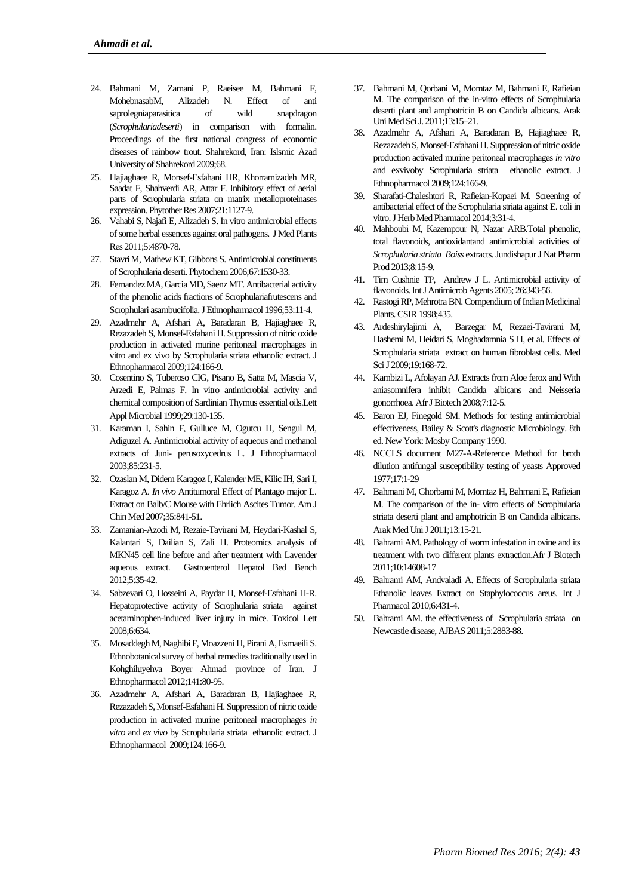24. Bahmani M, Zamani P, Raeisee M, Bahmani F, MohebnasabM, Alizadeh N. Effect of anti saprolegniaparasitica of wild snapdragon (*Scrophulariadeserti*) in comparison with formalin. Proceedings of the first national congress of economic diseases of rainbow trout. Shahrekord, Iran: Islsmic Azad University of Shahrekord 2009;68.
25. Hajiaghaee R, Monsef-Esfahani HR, Khorramizadeh MR, Saadat F, Shahverdi AR, Attar F. Inhibitory effect of aerial parts of Scrophularia striata on matrix metalloproteinases expression. Phytother Res 2007;21:1127-9.
26. Vahabi S, Najafi E, Alizadeh S. In vitro antimicrobial effects of some herbal essences against oral pathogens. J Med Plants Res 2011;5:4870-78.
27. Stavri M, Mathew KT, Gibbons S. Antimicrobial constituents of Scrophularia deserti. Phytochem 2006;67:1530-33.
28. Fernandez MA, Garcia MD, Saenz MT. Antibacterial activity of the phenolic acids fractions of Scrophulariafrutescens and Scrophulari asambucifolia. J Ethnopharmacol 1996;53:11-4.
29. Azadmehr A, Afshari A, Baradaran B, Hajiaghaee R, Rezazadeh S, Monsef-Esfahani H. Suppression of nitric oxide production in activated murine peritoneal macrophages in vitro and ex vivo by Scrophularia striata ethanolic extract. J Ethnopharmacol 2009;124:166-9.
30. Cosentino S, Tuberoso CIG, Pisano B, Satta M, Mascia V, Arzedi E, Palmas F. In vitro antimicrobial activity and chemical composition of Sardinian Thymus essential oils.Lett Appl Microbial 1999;29:130-135.
31. Karaman I, Sahin F, Gulluce M, Ogutcu H, Sengul M, Adiguzel A. Antimicrobial activity of aqueous and methanol extracts of Juni- perusoxycedrus L. J Ethnopharmacol 2003;85:231-5.
32. Ozaslan M, Didem Karagoz I, Kalender ME, Kilic IH, Sari I, Karagoz A. *In vivo* Antitumoral Effect of Plantago major L. Extract on Balb/C Mouse with Ehrlich Ascites Tumor. Am J Chin Med 2007;35:841-51.
33. Zamanian-Azodi M, Rezaie-Tavirani M, Heydari-Kashal S, Kalantari S, Dailian S, Zali H. Proteomics analysis of MKN45 cell line before and after treatment with Lavender aqueous extract. Gastroenterol Hepatol Bed Bench 2012;5:35-42.
34. Sabzevari O, Hosseini A, Paydar H, Monsef-Esfahani H-R. Hepatoprotective activity of Scrophularia striata against acetaminophen-induced liver injury in mice. Toxicol Lett 2008;6:634.
35. Mosaddegh M, Naghibi F, Moazzeni H, Pirani A, Esmaeili S. Ethnobotanical survey of herbal remedies traditionally used in Kohghiluyehva Boyer Ahmad province of Iran. J Ethnopharmacol 2012;141:80-95.
36. Azadmehr A, Afshari A, Baradaran B, Hajiaghaee R, Rezazadeh S, Monsef-Esfahani H. Suppression of nitric oxide production in activated murine peritoneal macrophages *in vitro* and *ex vivo* by Scrophularia striata ethanolic extract. J Ethnopharmacol 2009;124:166-9.
37. Bahmani M, Qorbani M, Momtaz M, Bahmani E, Rafieian M. The comparison of the in-vitro effects of Scrophularia deserti plant and amphotricin B on Candida albicans. Arak Uni Med Sci J. 2011;13:15–21.
38. Azadmehr A, Afshari A, Baradaran B, Hajiaghaee R, Rezazadeh S, Monsef-Esfahani H. Suppression of nitric oxide production activated murine peritoneal macrophages *in vitro* and exvivoby Scrophularia striata ethanolic extract. J Ethnopharmacol 2009;124:166-9.
39. Sharafati-Chaleshtori R, Rafieian-Kopaei M. Screening of antibacterial effect of the Scrophularia striata against E. coli in vitro. J Herb Med Pharmacol 2014;3:31-4.
40. Mahboubi M, Kazempour N, Nazar ARB.Total phenolic, total flavonoids, antioxidantand antimicrobial activities of *Scrophularia striata Boiss* extracts. Jundishapur J Nat Pharm Prod 2013;8:15-9.
41. Tim Cushnie TP, Andrew J L. Antimicrobial activity of flavonoids. Int J Antimicrob Agents 2005; 26:343-56.
42. Rastogi RP, Mehrotra BN. Compendium of Indian Medicinal Plants. CSIR 1998;435.
43. Ardeshirylajimi A, Barzegar M, Rezaei-Tavirani M, Hashemi M, Heidari S, Moghadamnia S H, et al. Effects of Scrophularia striata extract on human fibroblast cells. Med Sci J 2009;19:168-72.
44. Kambizi L, Afolayan AJ. Extracts from Aloe ferox and With aniasomnifera inhibit Candida albicans and Neisseria gonorrhoea. Afr J Biotech 2008;7:12-5.
45. Baron EJ, Finegold SM. Methods for testing antimicrobial effectiveness, Bailey & Scott's diagnostic Microbiology. 8th ed. New York: Mosby Company 1990.
46. NCCLS document M27-A-Reference Method for broth dilution antifungal susceptibility testing of yeasts Approved 1977;17:1-29
47. Bahmani M, Ghorbami M, Momtaz H, Bahmani E, Rafieian M. The comparison of the in- vitro effects of Scrophularia striata deserti plant and amphotricin B on Candida albicans. Arak Med Uni J 2011;13:15-21.
48. Bahrami AM. Pathology of worm infestation in ovine and its treatment with two different plants extraction.Afr J Biotech 2011;10:14608-17
49. Bahrami AM, Andvaladi A. Effects of Scrophularia striata Ethanolic leaves Extract on Staphylococcus areus. Int J Pharmacol 2010;6:431-4.
50. Bahrami AM. the effectiveness of Scrophularia striata on Newcastle disease, AJBAS 2011;5:2883-88.